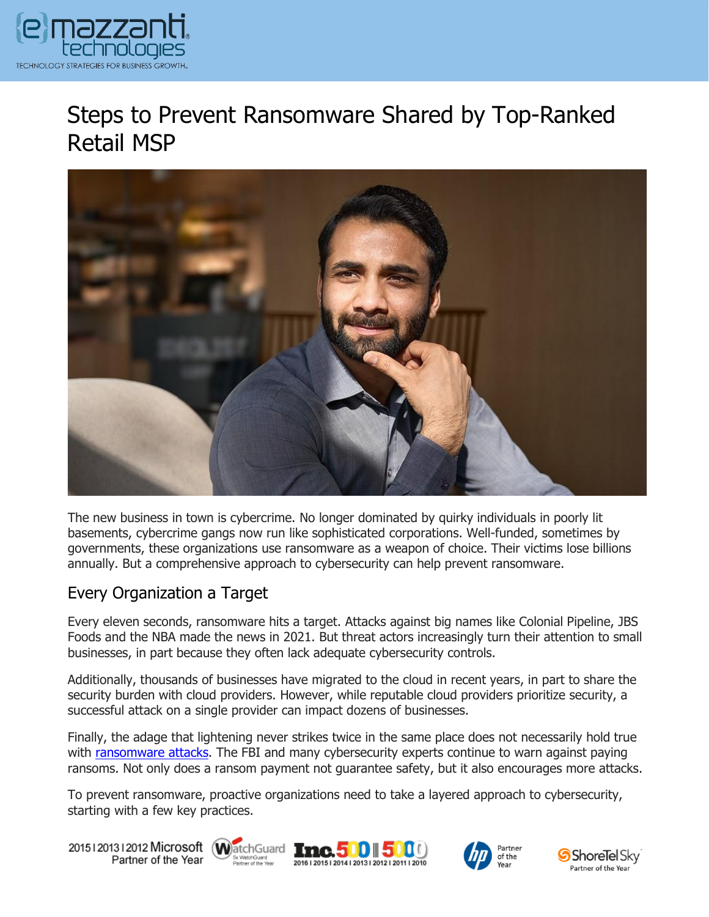# Steps to Prevent Ransomware Shared by Top-Ranked Retail MSP

The new business in town is cybercrime. No longer dominated by quirky individuals in poorly lit basements, cybercrime gangs now run like sophisticated corporations. Well-funded, sometimes by governments, these organizations use ransomware as a weapon of choice. Their victims lose billions annually. But a comprehensive approach to cybersecurity can help prevent ransomware.

## Every Organization a Target

Every eleven seconds, ransomware hits a target. Attacks against big names like Colonial Pipeline, JBS Foods and the NBA made the news in 2021. But threat actors increasingly turn their attention to small businesses, in part because they often lack adequate cybersecurity controls.

Additionally, thousands of businesses have migrated to the cloud in recent years, in part to share the security burden with cloud providers. However, while reputable cloud providers prioritize security, a successful attack on a single provider can impact dozens of businesses.

Finally, the adage that lightening never strikes twice in the same place does not necessarily hold true with ransomware attacks. The FBI and many cybersecurity experts continue to warn against paying ransoms. Not only does a ransom payment not guarantee safety, but it also encourages more attacks.

To prevent ransomware, proactive organizations need to take a layered approach to cybersecurity, starting with a few key practices.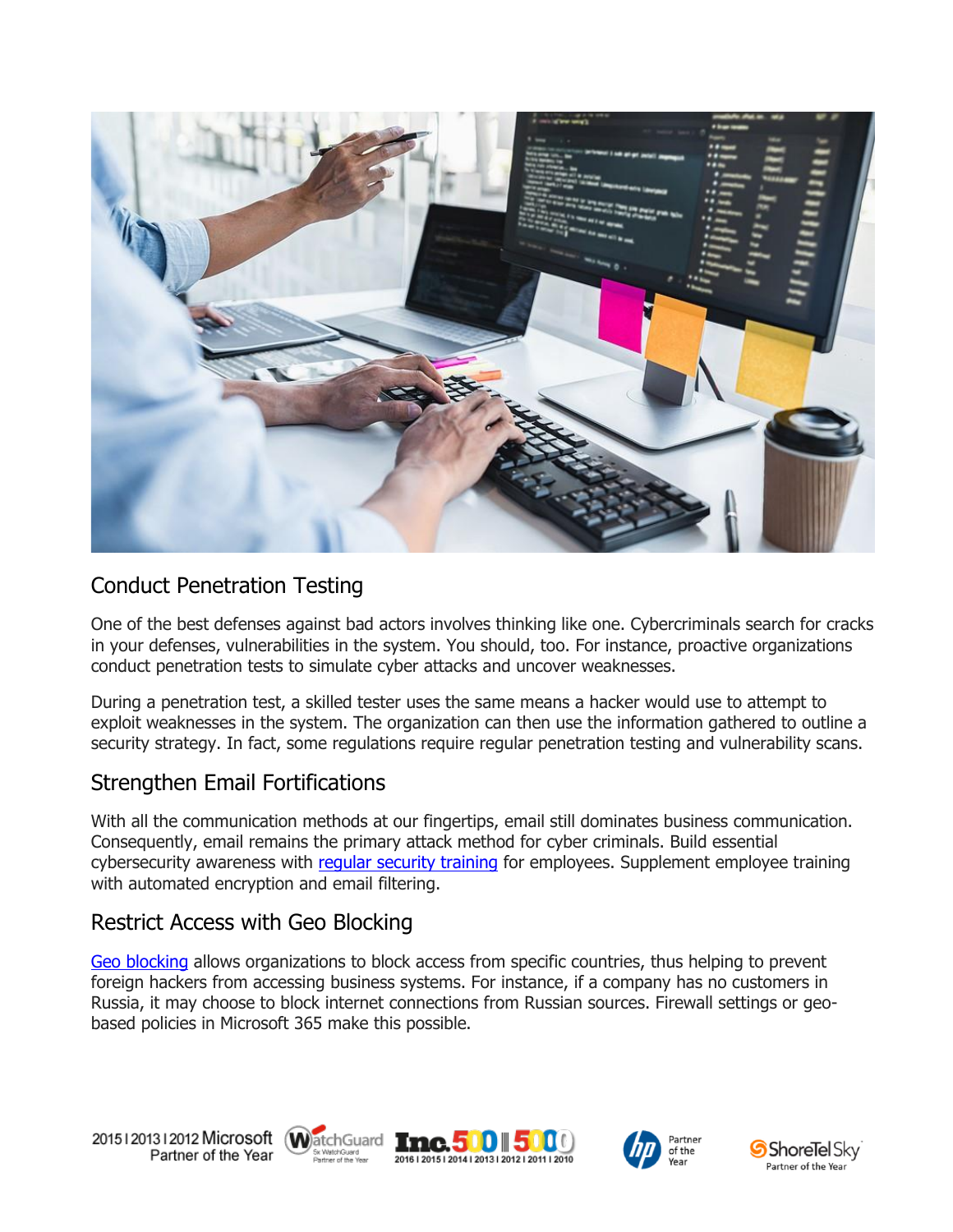## Conduct Penetration Testing

One of the best defenses against bad actors involves thinking like one. Cybercriminals search for cracks in your defenses, vulnerabilities in the system. You should, too. For instance, proactive organizations conduct penetration tests to simulate cyber attacks and uncover weaknesses.

During a penetration test, a skilled tester uses the same means a hacker would use to attempt to exploit weaknesses in the system. The organization can then use the information gathered to outline a security strategy. In fact, some regulations require regular penetration testing and vulnerability scans.

## Strengthen Email Fortifications

With all the communication methods at our fingertips, email still dominates business communication. Consequently, email remains the primary attack method for cyber criminals. Build essential cybersecurity awareness with regular security training for employees. Supplement employee training with automated encryption and email filtering.

## Restrict Access with Geo Blocking

Geo blocking allows organizations to block access from specific countries, thus helping to prevent foreign hackers from accessing business systems. For instance, if a company has no customers in Russia, it may choose to block internet connections from Russian sources. Firewall settings or geo-based policies in Microsoft 365 make this possible.

2015 | 2013 | 2012 Microsoft Partner of the Year | WatchGuard 5x WatchGuard Partner of the Year | Inc. 500 | 5000 2016 | 2015 | 2014 | 2013 | 2012 | 2011 | 2010 | hp Partner of the Year | ShoreTel Sky Partner of the Year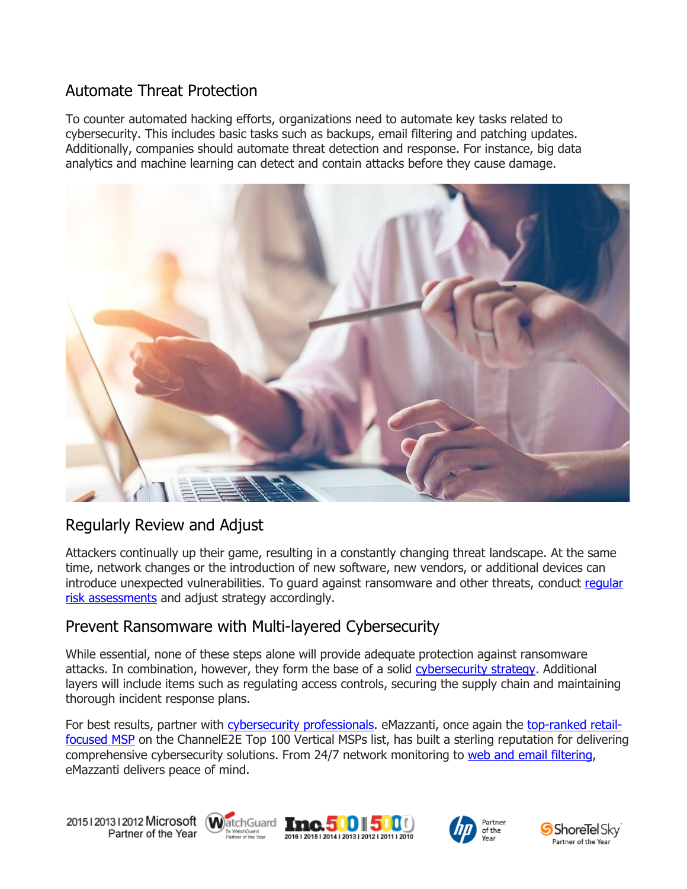## Automate Threat Protection

To counter automated hacking efforts, organizations need to automate key tasks related to cybersecurity. This includes basic tasks such as backups, email filtering and patching updates. Additionally, companies should automate threat detection and response. For instance, big data analytics and machine learning can detect and contain attacks before they cause damage.

## Regularly Review and Adjust

Attackers continually up their game, resulting in a constantly changing threat landscape. At the same time, network changes or the introduction of new software, new vendors, or additional devices can introduce unexpected vulnerabilities. To guard against ransomware and other threats, conduct regular risk assessments and adjust strategy accordingly.

## Prevent Ransomware with Multi-layered Cybersecurity

While essential, none of these steps alone will provide adequate protection against ransomware attacks. In combination, however, they form the base of a solid cybersecurity strategy. Additional layers will include items such as regulating access controls, securing the supply chain and maintaining thorough incident response plans.

For best results, partner with cybersecurity professionals. eMazzanti, once again the top-ranked retail-focused MSP on the ChannelE2E Top 100 Vertical MSPs list, has built a sterling reputation for delivering comprehensive cybersecurity solutions. From 24/7 network monitoring to web and email filtering, eMazzanti delivers peace of mind.

2015 I 2013 I 2012 Microsoft Partner of the Year

WatchGuard 5x WatchGuard Partner of the Year

Inc. 500 | 5000 2016 I 2015 I 2014 I 2013 I 2012 I 2011 I 2010

hp Partner of the Year

ShoreTel Sky Partner of the Year